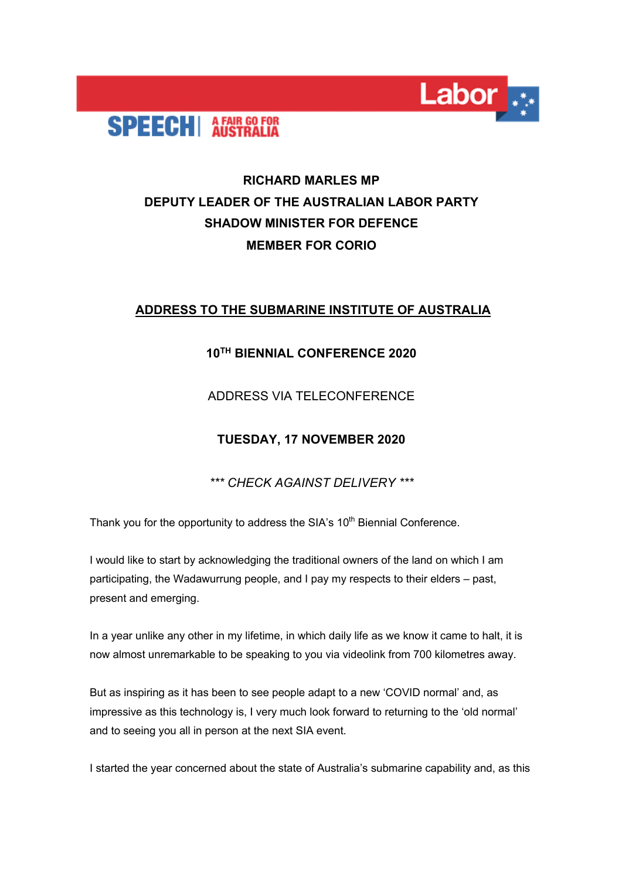**SPEECH | A FAIR GO FOR AUSTRALIA**

**RICHARD MARLES MP**
**DEPUTY LEADER OF THE AUSTRALIAN LABOR PARTY**
**SHADOW MINISTER FOR DEFENCE**
**MEMBER FOR CORIO**

# ADDRESS TO THE SUBMARINE INSTITUTE OF AUSTRALIA

## 10TH BIENNIAL CONFERENCE 2020

ADDRESS VIA TELECONFERENCE

**TUESDAY, 17 NOVEMBER 2020**

*\*\*\* CHECK AGAINST DELIVERY \*\*\**

Thank you for the opportunity to address the SIA's 10th Biennial Conference.

I would like to start by acknowledging the traditional owners of the land on which I am participating, the Wadawurrung people, and I pay my respects to their elders – past, present and emerging.

In a year unlike any other in my lifetime, in which daily life as we know it came to halt, it is now almost unremarkable to be speaking to you via videolink from 700 kilometres away.

But as inspiring as it has been to see people adapt to a new 'COVID normal' and, as impressive as this technology is, I very much look forward to returning to the 'old normal' and to seeing you all in person at the next SIA event.

I started the year concerned about the state of Australia's submarine capability and, as this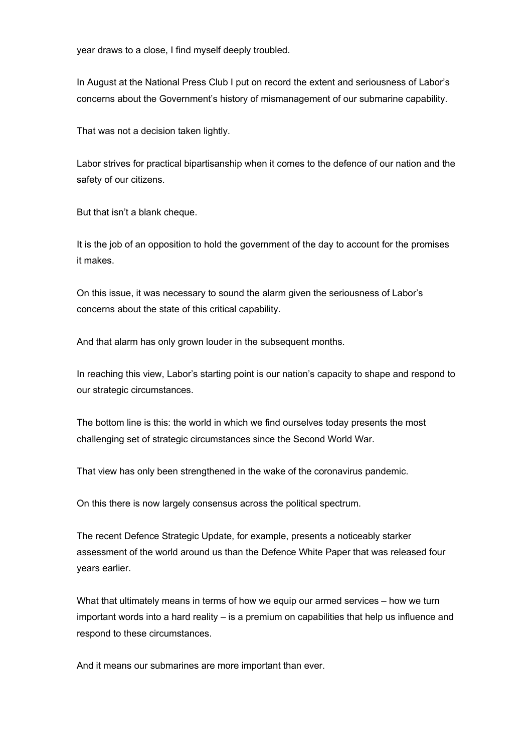year draws to a close, I find myself deeply troubled.

In August at the National Press Club I put on record the extent and seriousness of Labor's concerns about the Government's history of mismanagement of our submarine capability.

That was not a decision taken lightly.

Labor strives for practical bipartisanship when it comes to the defence of our nation and the safety of our citizens.

But that isn't a blank cheque.

It is the job of an opposition to hold the government of the day to account for the promises it makes.

On this issue, it was necessary to sound the alarm given the seriousness of Labor's concerns about the state of this critical capability.

And that alarm has only grown louder in the subsequent months.

In reaching this view, Labor's starting point is our nation's capacity to shape and respond to our strategic circumstances.

The bottom line is this: the world in which we find ourselves today presents the most challenging set of strategic circumstances since the Second World War.

That view has only been strengthened in the wake of the coronavirus pandemic.

On this there is now largely consensus across the political spectrum.

The recent Defence Strategic Update, for example, presents a noticeably starker assessment of the world around us than the Defence White Paper that was released four years earlier.

What that ultimately means in terms of how we equip our armed services – how we turn important words into a hard reality – is a premium on capabilities that help us influence and respond to these circumstances.

And it means our submarines are more important than ever.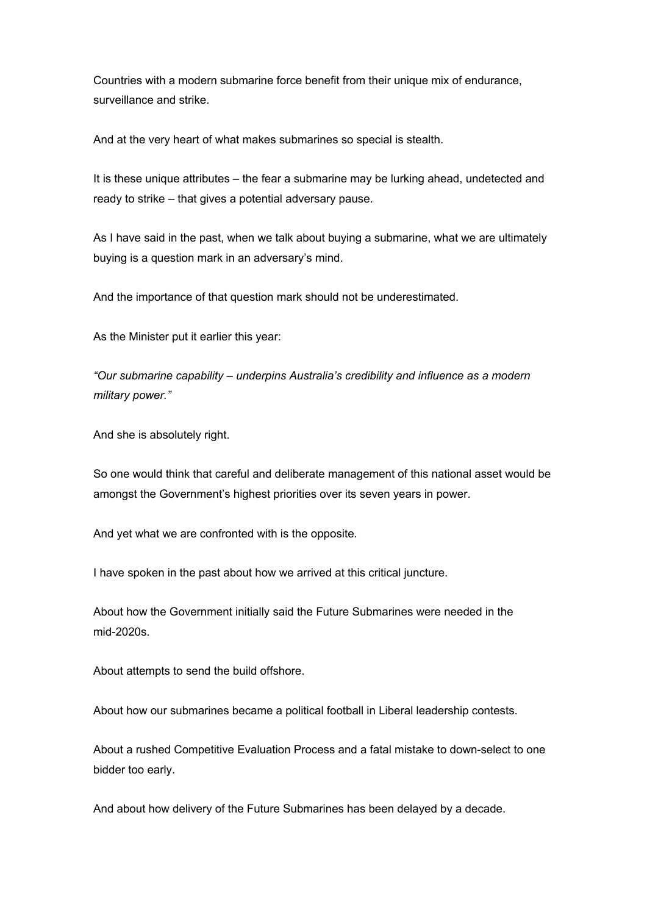Countries with a modern submarine force benefit from their unique mix of endurance, surveillance and strike.

And at the very heart of what makes submarines so special is stealth.

It is these unique attributes – the fear a submarine may be lurking ahead, undetected and ready to strike – that gives a potential adversary pause.

As I have said in the past, when we talk about buying a submarine, what we are ultimately buying is a question mark in an adversary's mind.

And the importance of that question mark should not be underestimated.

As the Minister put it earlier this year:

*"Our submarine capability – underpins Australia's credibility and influence as a modern military power."*

And she is absolutely right.

So one would think that careful and deliberate management of this national asset would be amongst the Government's highest priorities over its seven years in power.

And yet what we are confronted with is the opposite.

I have spoken in the past about how we arrived at this critical juncture.

About how the Government initially said the Future Submarines were needed in the mid-2020s.

About attempts to send the build offshore.

About how our submarines became a political football in Liberal leadership contests.

About a rushed Competitive Evaluation Process and a fatal mistake to down-select to one bidder too early.

And about how delivery of the Future Submarines has been delayed by a decade.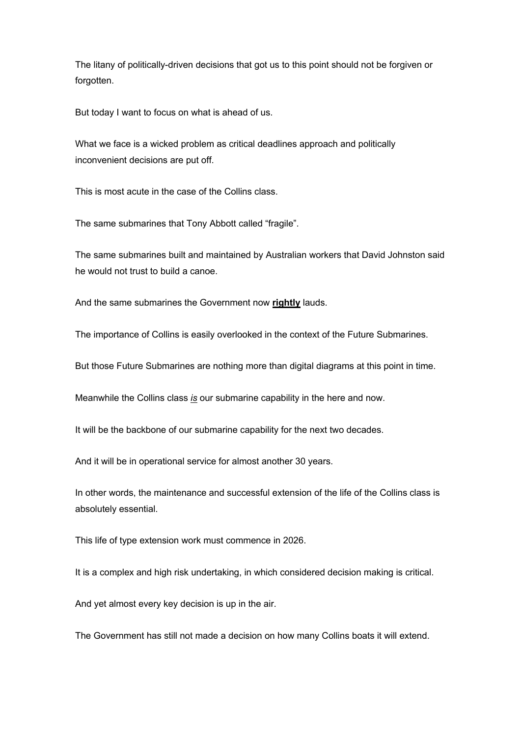The litany of politically-driven decisions that got us to this point should not be forgiven or forgotten.

But today I want to focus on what is ahead of us.

What we face is a wicked problem as critical deadlines approach and politically inconvenient decisions are put off.

This is most acute in the case of the Collins class.

The same submarines that Tony Abbott called "fragile".

The same submarines built and maintained by Australian workers that David Johnston said he would not trust to build a canoe.

And the same submarines the Government now **<u>rightly</u>** lauds.

The importance of Collins is easily overlooked in the context of the Future Submarines.

But those Future Submarines are nothing more than digital diagrams at this point in time.

Meanwhile the Collins class *<u>is</u>* our submarine capability in the here and now.

It will be the backbone of our submarine capability for the next two decades.

And it will be in operational service for almost another 30 years.

In other words, the maintenance and successful extension of the life of the Collins class is absolutely essential.

This life of type extension work must commence in 2026.

It is a complex and high risk undertaking, in which considered decision making is critical.

And yet almost every key decision is up in the air.

The Government has still not made a decision on how many Collins boats it will extend.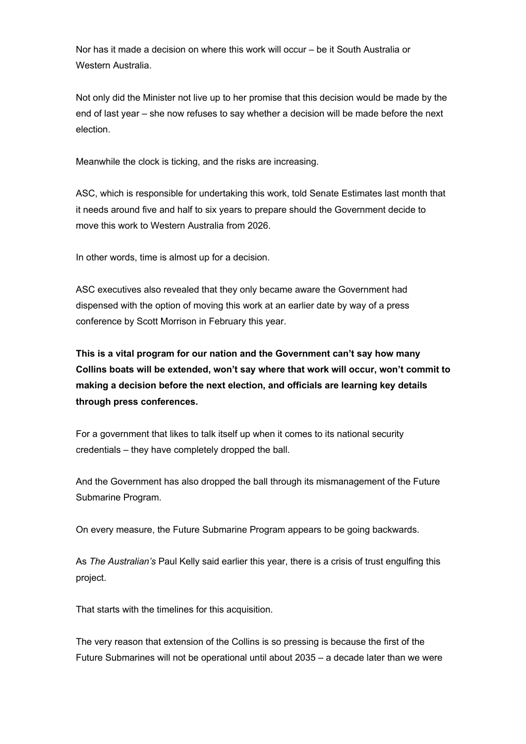Nor has it made a decision on where this work will occur – be it South Australia or Western Australia.

Not only did the Minister not live up to her promise that this decision would be made by the end of last year – she now refuses to say whether a decision will be made before the next election.

Meanwhile the clock is ticking, and the risks are increasing.

ASC, which is responsible for undertaking this work, told Senate Estimates last month that it needs around five and half to six years to prepare should the Government decide to move this work to Western Australia from 2026.

In other words, time is almost up for a decision.

ASC executives also revealed that they only became aware the Government had dispensed with the option of moving this work at an earlier date by way of a press conference by Scott Morrison in February this year.

**This is a vital program for our nation and the Government can't say how many Collins boats will be extended, won't say where that work will occur, won't commit to making a decision before the next election, and officials are learning key details through press conferences.**

For a government that likes to talk itself up when it comes to its national security credentials – they have completely dropped the ball.

And the Government has also dropped the ball through its mismanagement of the Future Submarine Program.

On every measure, the Future Submarine Program appears to be going backwards.

As *The Australian's* Paul Kelly said earlier this year, there is a crisis of trust engulfing this project.

That starts with the timelines for this acquisition.

The very reason that extension of the Collins is so pressing is because the first of the Future Submarines will not be operational until about 2035 – a decade later than we were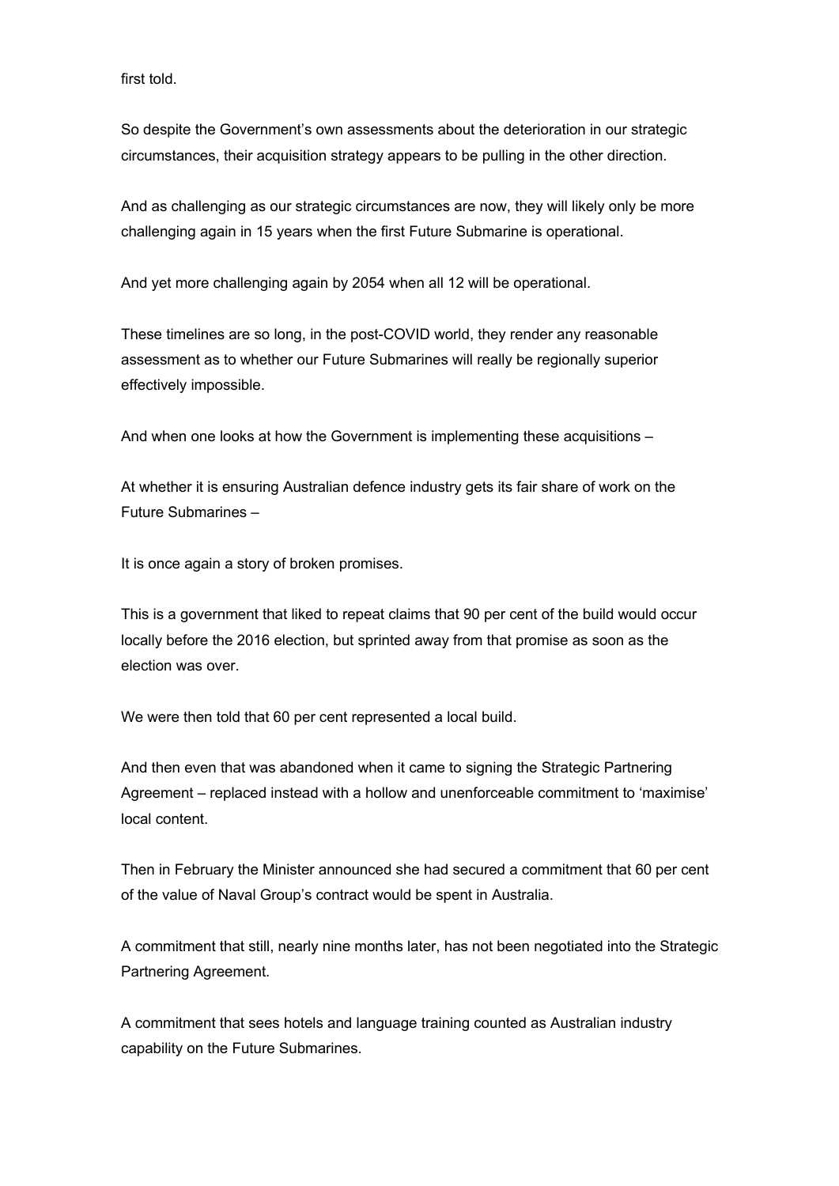first told.

So despite the Government's own assessments about the deterioration in our strategic circumstances, their acquisition strategy appears to be pulling in the other direction.

And as challenging as our strategic circumstances are now, they will likely only be more challenging again in 15 years when the first Future Submarine is operational.

And yet more challenging again by 2054 when all 12 will be operational.

These timelines are so long, in the post-COVID world, they render any reasonable assessment as to whether our Future Submarines will really be regionally superior effectively impossible.

And when one looks at how the Government is implementing these acquisitions –

At whether it is ensuring Australian defence industry gets its fair share of work on the Future Submarines –

It is once again a story of broken promises.

This is a government that liked to repeat claims that 90 per cent of the build would occur locally before the 2016 election, but sprinted away from that promise as soon as the election was over.

We were then told that 60 per cent represented a local build.

And then even that was abandoned when it came to signing the Strategic Partnering Agreement – replaced instead with a hollow and unenforceable commitment to 'maximise' local content.

Then in February the Minister announced she had secured a commitment that 60 per cent of the value of Naval Group's contract would be spent in Australia.

A commitment that still, nearly nine months later, has not been negotiated into the Strategic Partnering Agreement.

A commitment that sees hotels and language training counted as Australian industry capability on the Future Submarines.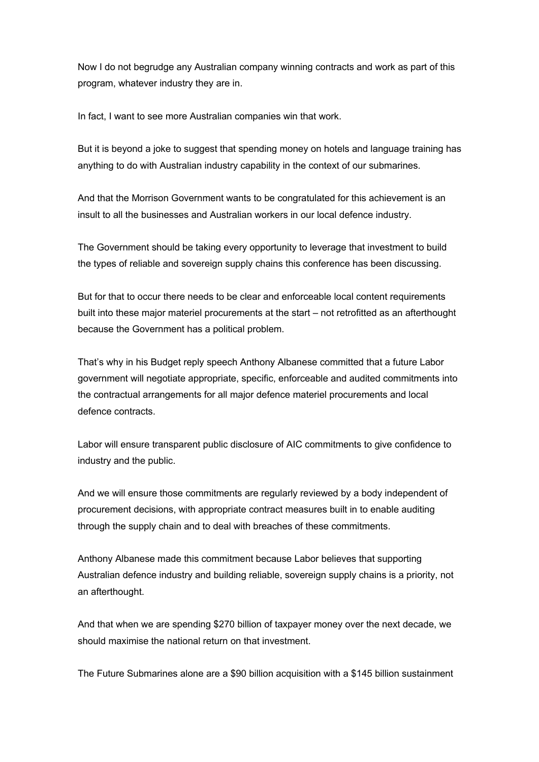Now I do not begrudge any Australian company winning contracts and work as part of this program, whatever industry they are in.

In fact, I want to see more Australian companies win that work.

But it is beyond a joke to suggest that spending money on hotels and language training has anything to do with Australian industry capability in the context of our submarines.

And that the Morrison Government wants to be congratulated for this achievement is an insult to all the businesses and Australian workers in our local defence industry.

The Government should be taking every opportunity to leverage that investment to build the types of reliable and sovereign supply chains this conference has been discussing.

But for that to occur there needs to be clear and enforceable local content requirements built into these major materiel procurements at the start – not retrofitted as an afterthought because the Government has a political problem.

That's why in his Budget reply speech Anthony Albanese committed that a future Labor government will negotiate appropriate, specific, enforceable and audited commitments into the contractual arrangements for all major defence materiel procurements and local defence contracts.

Labor will ensure transparent public disclosure of AIC commitments to give confidence to industry and the public.

And we will ensure those commitments are regularly reviewed by a body independent of procurement decisions, with appropriate contract measures built in to enable auditing through the supply chain and to deal with breaches of these commitments.

Anthony Albanese made this commitment because Labor believes that supporting Australian defence industry and building reliable, sovereign supply chains is a priority, not an afterthought.

And that when we are spending $270 billion of taxpayer money over the next decade, we should maximise the national return on that investment.

The Future Submarines alone are a $90 billion acquisition with a $145 billion sustainment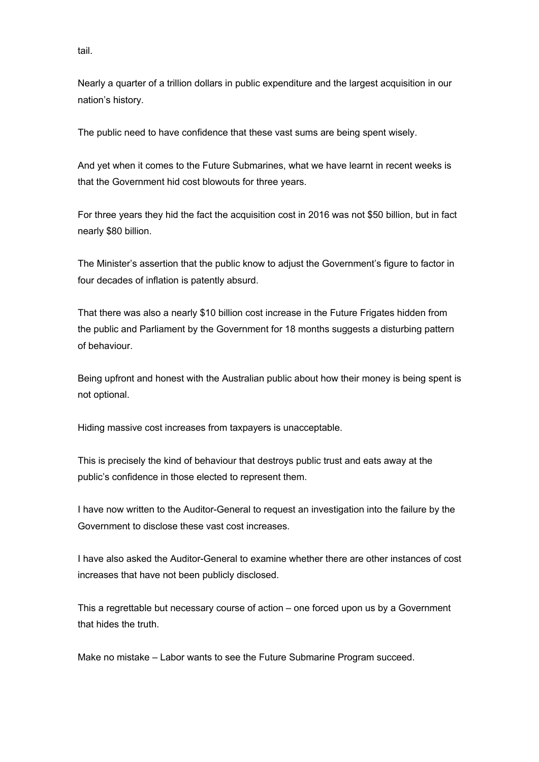tail.

Nearly a quarter of a trillion dollars in public expenditure and the largest acquisition in our nation's history.

The public need to have confidence that these vast sums are being spent wisely.

And yet when it comes to the Future Submarines, what we have learnt in recent weeks is that the Government hid cost blowouts for three years.

For three years they hid the fact the acquisition cost in 2016 was not $50 billion, but in fact nearly $80 billion.

The Minister's assertion that the public know to adjust the Government's figure to factor in four decades of inflation is patently absurd.

That there was also a nearly $10 billion cost increase in the Future Frigates hidden from the public and Parliament by the Government for 18 months suggests a disturbing pattern of behaviour.

Being upfront and honest with the Australian public about how their money is being spent is not optional.

Hiding massive cost increases from taxpayers is unacceptable.

This is precisely the kind of behaviour that destroys public trust and eats away at the public's confidence in those elected to represent them.

I have now written to the Auditor-General to request an investigation into the failure by the Government to disclose these vast cost increases.

I have also asked the Auditor-General to examine whether there are other instances of cost increases that have not been publicly disclosed.

This a regrettable but necessary course of action – one forced upon us by a Government that hides the truth.

Make no mistake – Labor wants to see the Future Submarine Program succeed.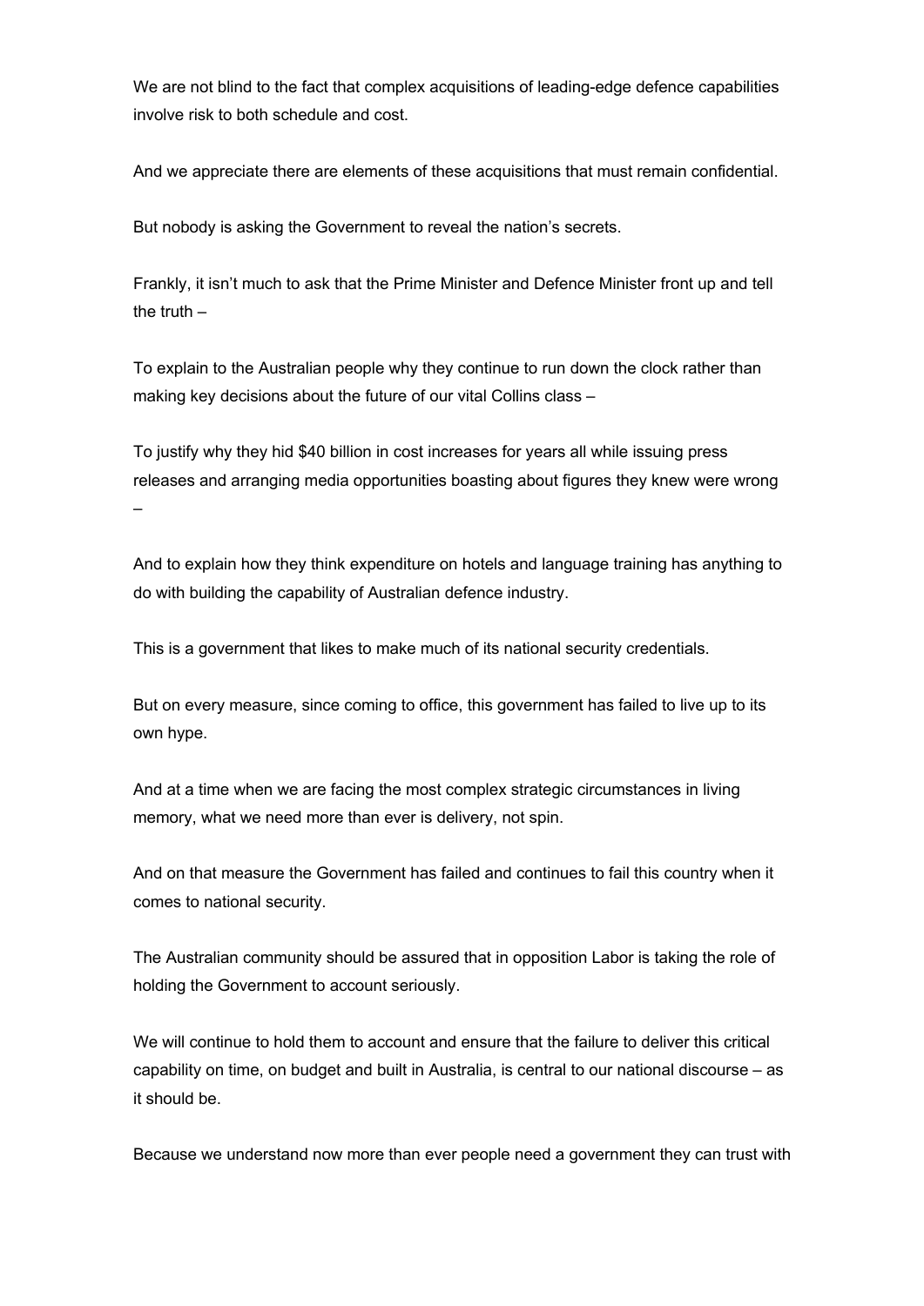We are not blind to the fact that complex acquisitions of leading-edge defence capabilities involve risk to both schedule and cost.

And we appreciate there are elements of these acquisitions that must remain confidential.

But nobody is asking the Government to reveal the nation's secrets.

Frankly, it isn't much to ask that the Prime Minister and Defence Minister front up and tell the truth –

To explain to the Australian people why they continue to run down the clock rather than making key decisions about the future of our vital Collins class –

To justify why they hid $40 billion in cost increases for years all while issuing press releases and arranging media opportunities boasting about figures they knew were wrong –

And to explain how they think expenditure on hotels and language training has anything to do with building the capability of Australian defence industry.

This is a government that likes to make much of its national security credentials.

But on every measure, since coming to office, this government has failed to live up to its own hype.

And at a time when we are facing the most complex strategic circumstances in living memory, what we need more than ever is delivery, not spin.

And on that measure the Government has failed and continues to fail this country when it comes to national security.

The Australian community should be assured that in opposition Labor is taking the role of holding the Government to account seriously.

We will continue to hold them to account and ensure that the failure to deliver this critical capability on time, on budget and built in Australia, is central to our national discourse – as it should be.

Because we understand now more than ever people need a government they can trust with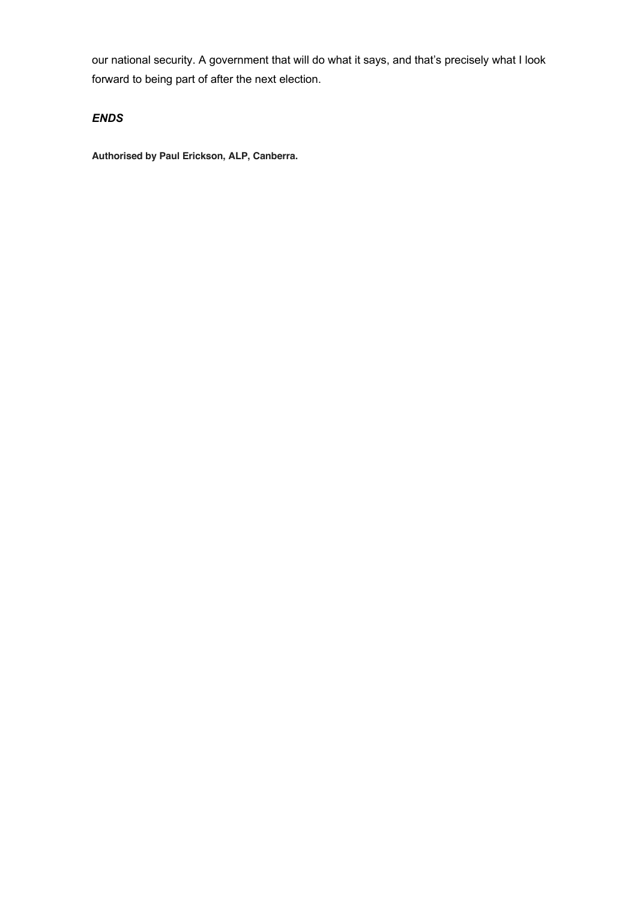our national security. A government that will do what it says, and that's precisely what I look forward to being part of after the next election.

***ENDS***

**Authorised by Paul Erickson, ALP, Canberra.**